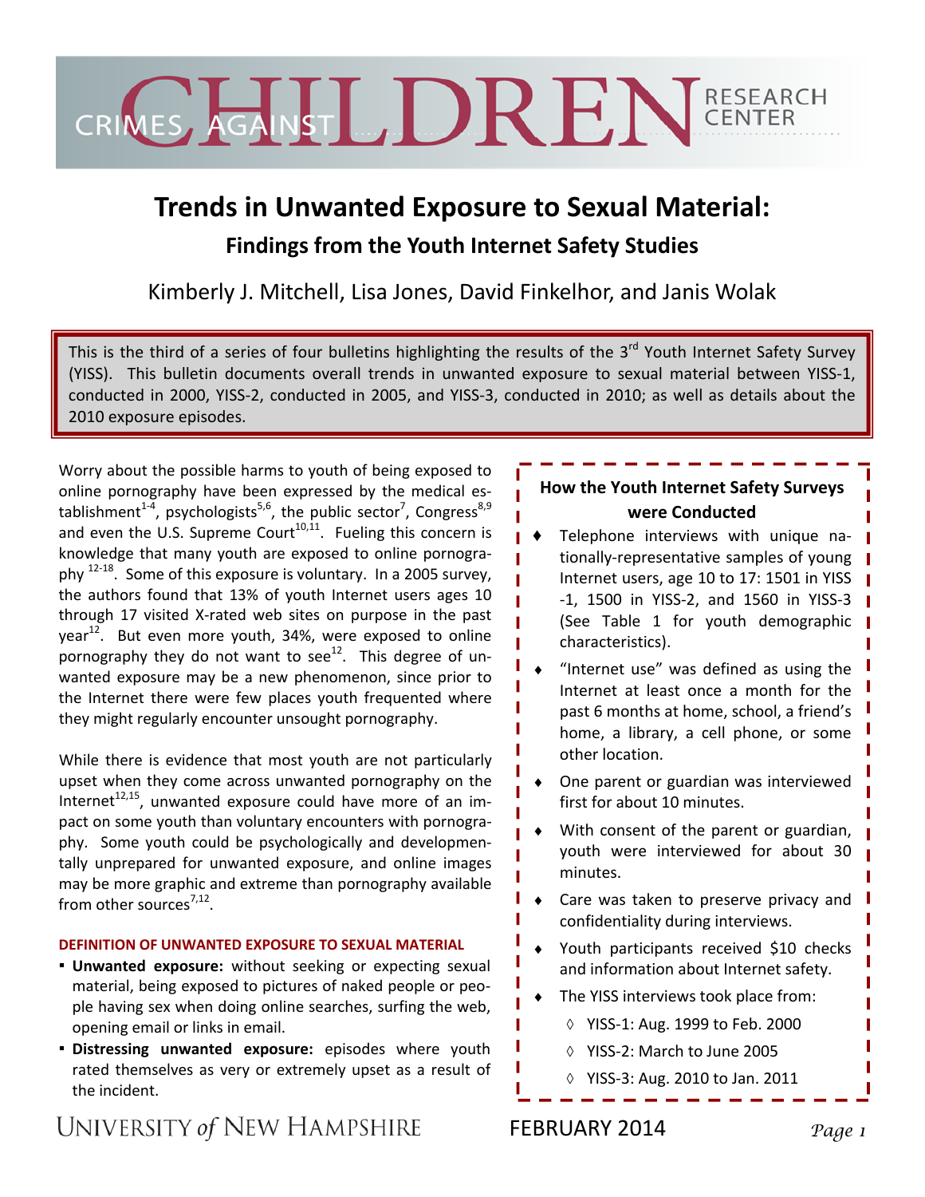CRIMES AGAINST CHILDREN RESEARCH CENTER

# Trends in Unwanted Exposure to Sexual Material:

## Findings from the Youth Internet Safety Studies

Kimberly J. Mitchell, Lisa Jones, David Finkelhor, and Janis Wolak

This is the third of a series of four bulletins highlighting the results of the 3rd Youth Internet Safety Survey (YISS). This bulletin documents overall trends in unwanted exposure to sexual material between YISS-1, conducted in 2000, YISS-2, conducted in 2005, and YISS-3, conducted in 2010; as well as details about the 2010 exposure episodes.

Worry about the possible harms to youth of being exposed to online pornography have been expressed by the medical establishment[1-4], psychologists[5,6], the public sector[7], Congress[8,9] and even the U.S. Supreme Court[10,11]. Fueling this concern is knowledge that many youth are exposed to online pornography [12-18]. Some of this exposure is voluntary. In a 2005 survey, the authors found that 13% of youth Internet users ages 10 through 17 visited X-rated web sites on purpose in the past year[12]. But even more youth, 34%, were exposed to online pornography they do not want to see[12]. This degree of unwanted exposure may be a new phenomenon, since prior to the Internet there were few places youth frequented where they might regularly encounter unsought pornography.

While there is evidence that most youth are not particularly upset when they come across unwanted pornography on the Internet[12,15], unwanted exposure could have more of an impact on some youth than voluntary encounters with pornography. Some youth could be psychologically and developmentally unprepared for unwanted exposure, and online images may be more graphic and extreme than pornography available from other sources[7,12].

#### DEFINITION OF UNWANTED EXPOSURE TO SEXUAL MATERIAL

- **Unwanted exposure:** without seeking or expecting sexual material, being exposed to pictures of naked people or people having sex when doing online searches, surfing the web, opening email or links in email.
- **Distressing unwanted exposure:** episodes where youth rated themselves as very or extremely upset as a result of the incident.

### How the Youth Internet Safety Surveys were Conducted

- Telephone interviews with unique nationally-representative samples of young Internet users, age 10 to 17: 1501 in YISS-1, 1500 in YISS-2, and 1560 in YISS-3 (See Table 1 for youth demographic characteristics).
- "Internet use" was defined as using the Internet at least once a month for the past 6 months at home, school, a friend's home, a library, a cell phone, or some other location.
- One parent or guardian was interviewed first for about 10 minutes.
- With consent of the parent or guardian, youth were interviewed for about 30 minutes.
- Care was taken to preserve privacy and confidentiality during interviews.
- Youth participants received $10 checks and information about Internet safety.
- The YISS interviews took place from:
  - YISS-1: Aug. 1999 to Feb. 2000
  - YISS-2: March to June 2005
  - YISS-3: Aug. 2010 to Jan. 2011

UNIVERSITY of NEW HAMPSHIRE — FEBRUARY 2014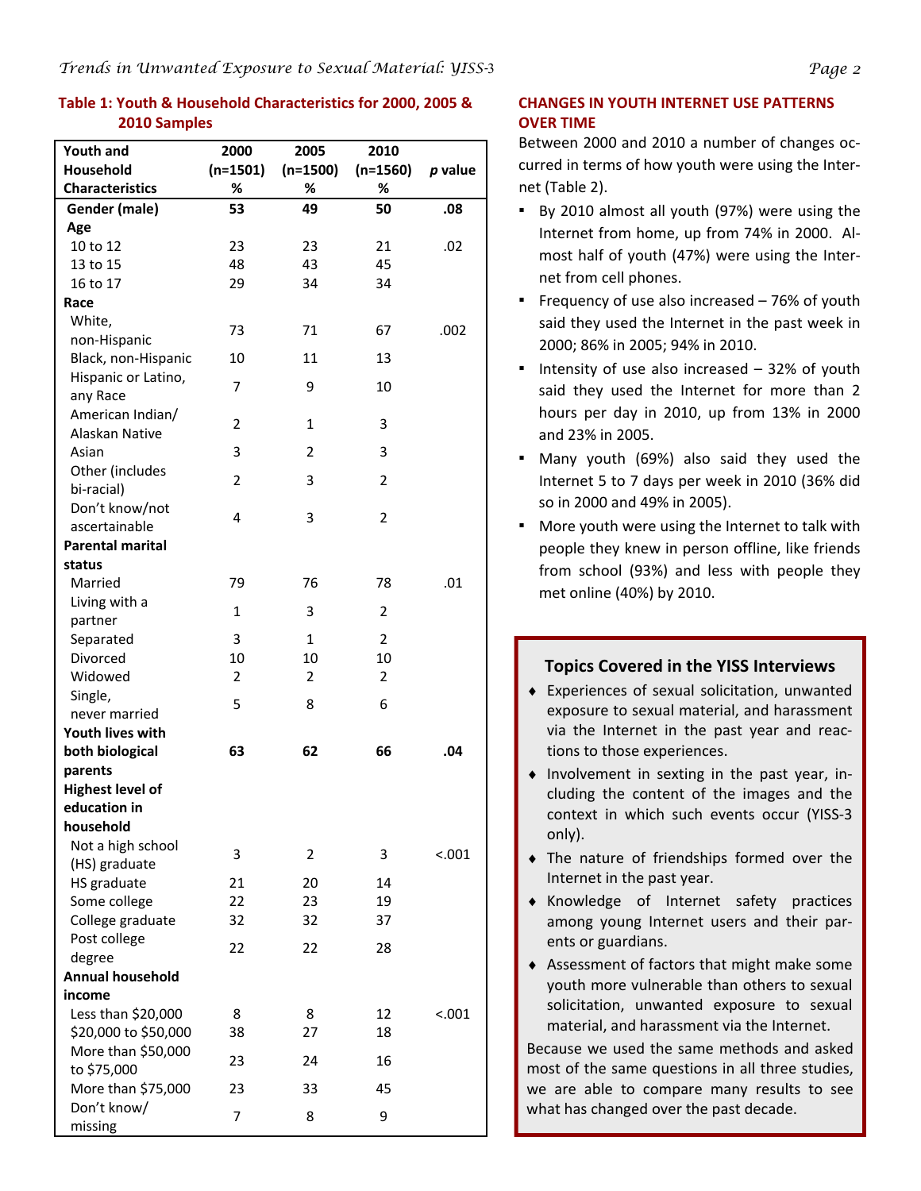**Table 1: Youth & Household Characteristics for 2000, 2005 & 2010 Samples**

| Youth and Household Characteristics | 2000 (n=1501) % | 2005 (n=1500) % | 2010 (n=1560) % | *p* value |
|---|---|---|---|---|
| **Gender (male)** | **53** | **49** | **50** | **.08** |
| **Age** | | | | |
| 10 to 12 | 23 | 23 | 21 | .02 |
| 13 to 15 | 48 | 43 | 45 | |
| 16 to 17 | 29 | 34 | 34 | |
| **Race** | | | | |
| White, non-Hispanic | 73 | 71 | 67 | .002 |
| Black, non-Hispanic | 10 | 11 | 13 | |
| Hispanic or Latino, any Race | 7 | 9 | 10 | |
| American Indian/ Alaskan Native | 2 | 1 | 3 | |
| Asian | 3 | 2 | 3 | |
| Other (includes bi-racial) | 2 | 3 | 2 | |
| Don't know/not ascertainable | 4 | 3 | 2 | |
| **Parental marital status** | | | | |
| Married | 79 | 76 | 78 | .01 |
| Living with a partner | 1 | 3 | 2 | |
| Separated | 3 | 1 | 2 | |
| Divorced | 10 | 10 | 10 | |
| Widowed | 2 | 2 | 2 | |
| Single, never married | 5 | 8 | 6 | |
| **Youth lives with both biological parents** | **63** | **62** | **66** | **.04** |
| **Highest level of education in household** | | | | |
| Not a high school (HS) graduate | 3 | 2 | 3 | <.001 |
| HS graduate | 21 | 20 | 14 | |
| Some college | 22 | 23 | 19 | |
| College graduate | 32 | 32 | 37 | |
| Post college degree | 22 | 22 | 28 | |
| **Annual household income** | | | | |
| Less than $20,000 | 8 | 8 | 12 | <.001 |
| $20,000 to $50,000 | 38 | 27 | 18 | |
| More than $50,000 to $75,000 | 23 | 24 | 16 | |
| More than $75,000 | 23 | 33 | 45 | |
| Don't know/ missing | 7 | 8 | 9 | |

## CHANGES IN YOUTH INTERNET USE PATTERNS OVER TIME

Between 2000 and 2010 a number of changes occurred in terms of how youth were using the Internet (Table 2).

- By 2010 almost all youth (97%) were using the Internet from home, up from 74% in 2000. Almost half of youth (47%) were using the Internet from cell phones.
- Frequency of use also increased – 76% of youth said they used the Internet in the past week in 2000; 86% in 2005; 94% in 2010.
- Intensity of use also increased – 32% of youth said they used the Internet for more than 2 hours per day in 2010, up from 13% in 2000 and 23% in 2005.
- Many youth (69%) also said they used the Internet 5 to 7 days per week in 2010 (36% did so in 2000 and 49% in 2005).
- More youth were using the Internet to talk with people they knew in person offline, like friends from school (93%) and less with people they met online (40%) by 2010.

### Topics Covered in the YISS Interviews

- Experiences of sexual solicitation, unwanted exposure to sexual material, and harassment via the Internet in the past year and reactions to those experiences.
- Involvement in sexting in the past year, including the content of the images and the context in which such events occur (YISS-3 only).
- The nature of friendships formed over the Internet in the past year.
- Knowledge of Internet safety practices among young Internet users and their parents or guardians.
- Assessment of factors that might make some youth more vulnerable than others to sexual solicitation, unwanted exposure to sexual material, and harassment via the Internet.

Because we used the same methods and asked most of the same questions in all three studies, we are able to compare many results to see what has changed over the past decade.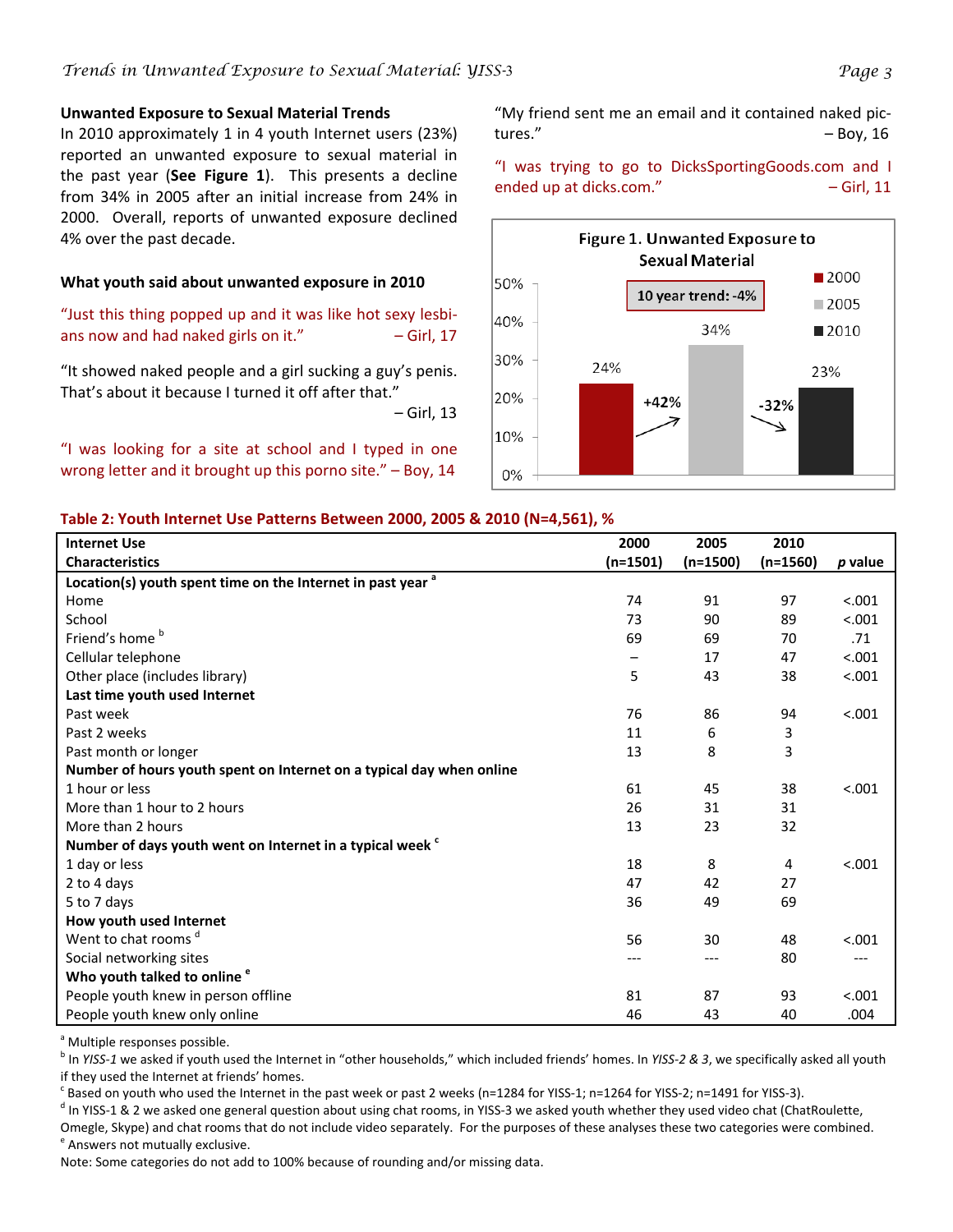## Unwanted Exposure to Sexual Material Trends

In 2010 approximately 1 in 4 youth Internet users (23%) reported an unwanted exposure to sexual material in the past year (**See Figure 1**). This presents a decline from 34% in 2005 after an initial increase from 24% in 2000. Overall, reports of unwanted exposure declined 4% over the past decade.

### What youth said about unwanted exposure in 2010

"Just this thing popped up and it was like hot sexy lesbians now and had naked girls on it." – Girl, 17

"It showed naked people and a girl sucking a guy's penis. That's about it because I turned it off after that." – Girl, 13

"I was looking for a site at school and I typed in one wrong letter and it brought up this porno site." – Boy, 14

"My friend sent me an email and it contained naked pictures." – Boy, 16

"I was trying to go to DicksSportingGoods.com and I ended up at dicks.com." – Girl, 11

**Figure 1. Unwanted Exposure to Sexual Material**

10 year trend: -4%

| Year | % |
|---|---|
| 2000 | 24% |
| 2005 | 34% |
| 2010 | 23% |

2000 → 2005: +42%; 2005 → 2010: -32%

**Table 2: Youth Internet Use Patterns Between 2000, 2005 & 2010 (N=4,561), %**

| Internet Use Characteristics | 2000 (n=1501) | 2005 (n=1500) | 2010 (n=1560) | *p* value |
|---|---|---|---|---|
| **Location(s) youth spent time on the Internet in past year** [a] | | | | |
| Home | 74 | 91 | 97 | <.001 |
| School | 73 | 90 | 89 | <.001 |
| Friend's home [b] | 69 | 69 | 70 | .71 |
| Cellular telephone | – | 17 | 47 | <.001 |
| Other place (includes library) | 5 | 43 | 38 | <.001 |
| **Last time youth used Internet** | | | | |
| Past week | 76 | 86 | 94 | <.001 |
| Past 2 weeks | 11 | 6 | 3 | |
| Past month or longer | 13 | 8 | 3 | |
| **Number of hours youth spent on Internet on a typical day when online** | | | | |
| 1 hour or less | 61 | 45 | 38 | <.001 |
| More than 1 hour to 2 hours | 26 | 31 | 31 | |
| More than 2 hours | 13 | 23 | 32 | |
| **Number of days youth went on Internet in a typical week** [c] | | | | |
| 1 day or less | 18 | 8 | 4 | <.001 |
| 2 to 4 days | 47 | 42 | 27 | |
| 5 to 7 days | 36 | 49 | 69 | |
| **How youth used Internet** | | | | |
| Went to chat rooms [d] | 56 | 30 | 48 | <.001 |
| Social networking sites | --- | --- | 80 | --- |
| **Who youth talked to online** [e] | | | | |
| People youth knew in person offline | 81 | 87 | 93 | <.001 |
| People youth knew only online | 46 | 43 | 40 | .004 |

[a] Multiple responses possible.
[b] In *YISS-1* we asked if youth used the Internet in "other households," which included friends' homes. In *YISS-2 & 3*, we specifically asked all youth if they used the Internet at friends' homes.
[c] Based on youth who used the Internet in the past week or past 2 weeks (n=1284 for YISS-1; n=1264 for YISS-2; n=1491 for YISS-3).
[d] In YISS-1 & 2 we asked one general question about using chat rooms, in YISS-3 we asked youth whether they used video chat (ChatRoulette, Omegle, Skype) and chat rooms that do not include video separately. For the purposes of these analyses these two categories were combined.
[e] Answers not mutually exclusive.
Note: Some categories do not add to 100% because of rounding and/or missing data.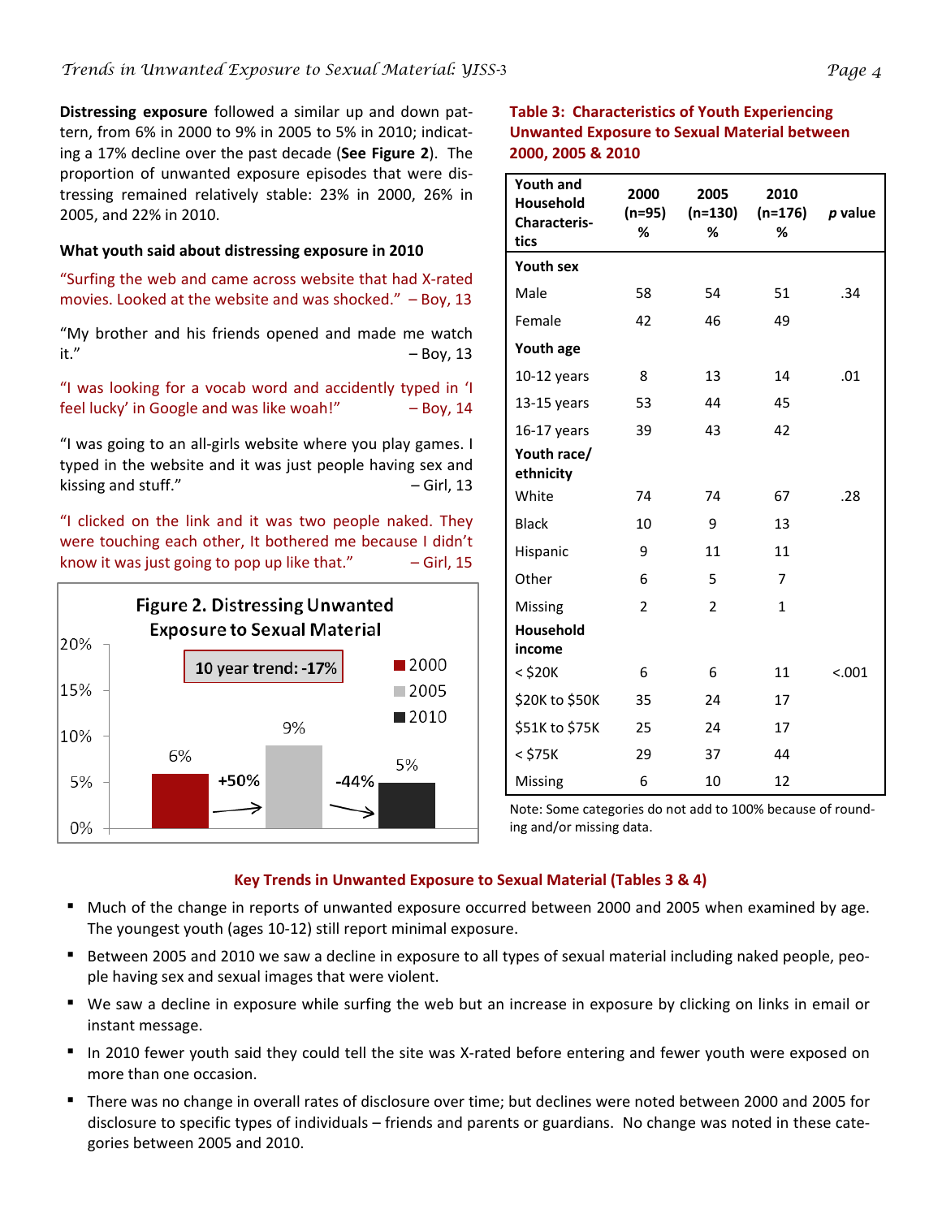**Distressing exposure** followed a similar up and down pattern, from 6% in 2000 to 9% in 2005 to 5% in 2010; indicating a 17% decline over the past decade (**See Figure 2**). The proportion of unwanted exposure episodes that were distressing remained relatively stable: 23% in 2000, 26% in 2005, and 22% in 2010.

**What youth said about distressing exposure in 2010**

"Surfing the web and came across website that had X-rated movies. Looked at the website and was shocked." – Boy, 13

"My brother and his friends opened and made me watch it." – Boy, 13

"I was looking for a vocab word and accidently typed in 'I feel lucky' in Google and was like woah!" – Boy, 14

"I was going to an all-girls website where you play games. I typed in the website and it was just people having sex and kissing and stuff." – Girl, 13

"I clicked on the link and it was two people naked. They were touching each other, It bothered me because I didn't know it was just going to pop up like that." – Girl, 15

**Figure 2. Distressing Unwanted Exposure to Sexual Material**

10 year trend: -17%

| Year | % |
|---|---|
| 2000 | 6% |
| 2005 | 9% (+50%) |
| 2010 | 5% (-44%) |

**Table 3: Characteristics of Youth Experiencing Unwanted Exposure to Sexual Material between 2000, 2005 & 2010**

| Youth and Household Characteristics | 2000 (n=95) % | 2005 (n=130) % | 2010 (n=176) % | *p* value |
|---|---|---|---|---|
| **Youth sex** | | | | |
| Male | 58 | 54 | 51 | .34 |
| Female | 42 | 46 | 49 | |
| **Youth age** | | | | |
| 10-12 years | 8 | 13 | 14 | .01 |
| 13-15 years | 53 | 44 | 45 | |
| 16-17 years | 39 | 43 | 42 | |
| **Youth race/ ethnicity** | | | | |
| White | 74 | 74 | 67 | .28 |
| Black | 10 | 9 | 13 | |
| Hispanic | 9 | 11 | 11 | |
| Other | 6 | 5 | 7 | |
| Missing | 2 | 2 | 1 | |
| **Household income** | | | | |
| < $20K | 6 | 6 | 11 | <.001 |
| $20K to $50K | 35 | 24 | 17 | |
| $51K to $75K | 25 | 24 | 17 | |
| < $75K | 29 | 37 | 44 | |
| Missing | 6 | 10 | 12 | |

Note: Some categories do not add to 100% because of rounding and/or missing data.

## Key Trends in Unwanted Exposure to Sexual Material (Tables 3 & 4)

- Much of the change in reports of unwanted exposure occurred between 2000 and 2005 when examined by age. The youngest youth (ages 10-12) still report minimal exposure.
- Between 2005 and 2010 we saw a decline in exposure to all types of sexual material including naked people, people having sex and sexual images that were violent.
- We saw a decline in exposure while surfing the web but an increase in exposure by clicking on links in email or instant message.
- In 2010 fewer youth said they could tell the site was X-rated before entering and fewer youth were exposed on more than one occasion.
- There was no change in overall rates of disclosure over time; but declines were noted between 2000 and 2005 for disclosure to specific types of individuals – friends and parents or guardians. No change was noted in these categories between 2005 and 2010.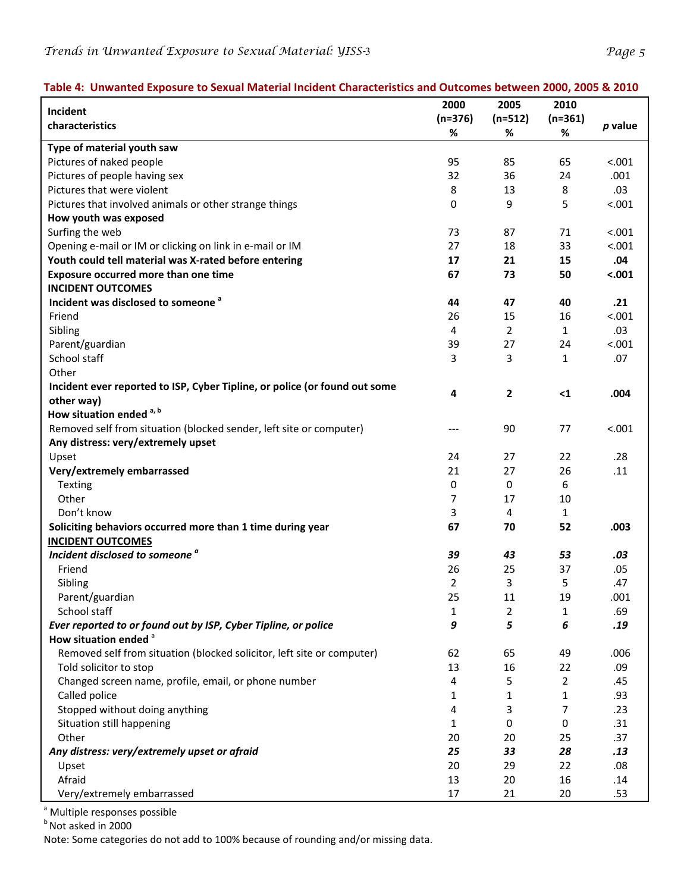**Table 4: Unwanted Exposure to Sexual Material Incident Characteristics and Outcomes between 2000, 2005 & 2010**

| Incident characteristics | 2000 (n=376) % | 2005 (n=512) % | 2010 (n=361) % | *p* value |
|---|---|---|---|---|
| **Type of material youth saw** | | | | |
| Pictures of naked people | 95 | 85 | 65 | <.001 |
| Pictures of people having sex | 32 | 36 | 24 | .001 |
| Pictures that were violent | 8 | 13 | 8 | .03 |
| Pictures that involved animals or other strange things | 0 | 9 | 5 | <.001 |
| **How youth was exposed** | | | | |
| Surfing the web | 73 | 87 | 71 | <.001 |
| Opening e-mail or IM or clicking on link in e-mail or IM | 27 | 18 | 33 | <.001 |
| **Youth could tell material was X-rated before entering** | **17** | **21** | **15** | **.04** |
| **Exposure occurred more than one time** | **67** | **73** | **50** | **<.001** |
| **INCIDENT OUTCOMES** | | | | |
| **Incident was disclosed to someone [a]** | **44** | **47** | **40** | **.21** |
| Friend | 26 | 15 | 16 | <.001 |
| Sibling | 4 | 2 | 1 | .03 |
| Parent/guardian | 39 | 27 | 24 | <.001 |
| School staff | 3 | 3 | 1 | .07 |
| Other | | | | |
| **Incident ever reported to ISP, Cyber Tipline, or police (or found out some other way)** | **4** | **2** | **<1** | **.004** |
| **How situation ended [a, b]** | | | | |
| Removed self from situation (blocked sender, left site or computer) | --- | 90 | 77 | <.001 |
| **Any distress: very/extremely upset** | | | | |
| Upset | 24 | 27 | 22 | .28 |
| **Very/extremely embarrassed** | 21 | 27 | 26 | .11 |
| Texting | 0 | 0 | 6 | |
| Other | 7 | 17 | 10 | |
| Don't know | 3 | 4 | 1 | |
| **Soliciting behaviors occurred more than 1 time during year** | **67** | **70** | **52** | **.003** |
| **INCIDENT OUTCOMES** | | | | |
| ***Incident disclosed to someone [a]*** | ***39*** | ***43*** | ***53*** | ***.03*** |
| Friend | 26 | 25 | 37 | .05 |
| Sibling | 2 | 3 | 5 | .47 |
| Parent/guardian | 25 | 11 | 19 | .001 |
| School staff | 1 | 2 | 1 | .69 |
| ***Ever reported to or found out by ISP, Cyber Tipline, or police*** | ***9*** | ***5*** | ***6*** | ***.19*** |
| How situation ended [a] | | | | |
| Removed self from situation (blocked solicitor, left site or computer) | 62 | 65 | 49 | .006 |
| Told solicitor to stop | 13 | 16 | 22 | .09 |
| Changed screen name, profile, email, or phone number | 4 | 5 | 2 | .45 |
| Called police | 1 | 1 | 1 | .93 |
| Stopped without doing anything | 4 | 3 | 7 | .23 |
| Situation still happening | 1 | 0 | 0 | .31 |
| Other | 20 | 20 | 25 | .37 |
| ***Any distress: very/extremely upset or afraid*** | ***25*** | ***33*** | ***28*** | ***.13*** |
| Upset | 20 | 29 | 22 | .08 |
| Afraid | 13 | 20 | 16 | .14 |
| Very/extremely embarrassed | 17 | 21 | 20 | .53 |

[a] Multiple responses possible

[b] Not asked in 2000

Note: Some categories do not add to 100% because of rounding and/or missing data.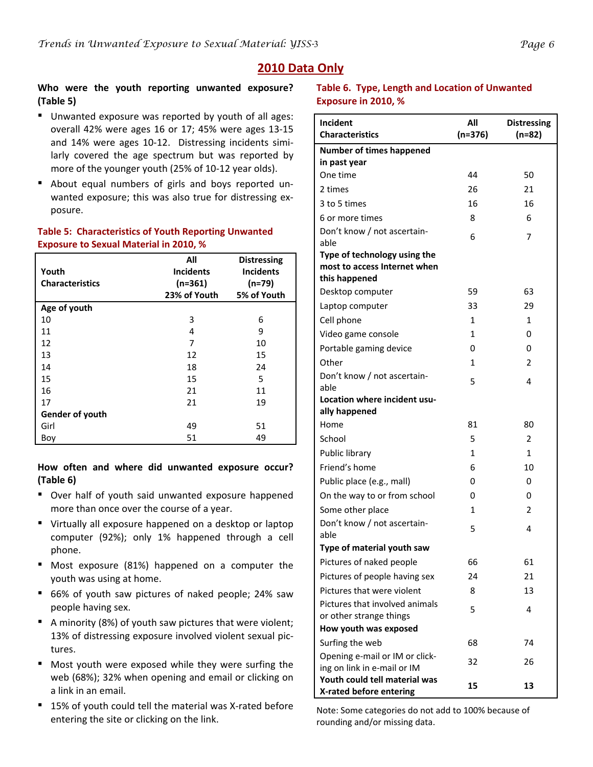## 2010 Data Only

**Who were the youth reporting unwanted exposure? (Table 5)**

- Unwanted exposure was reported by youth of all ages: overall 42% were ages 16 or 17; 45% were ages 13-15 and 14% were ages 10-12. Distressing incidents similarly covered the age spectrum but was reported by more of the younger youth (25% of 10-12 year olds).
- About equal numbers of girls and boys reported unwanted exposure; this was also true for distressing exposure.

**Table 5: Characteristics of Youth Reporting Unwanted Exposure to Sexual Material in 2010, %**

| Youth Characteristics | All Incidents (n=361) 23% of Youth | Distressing Incidents (n=79) 5% of Youth |
|---|---|---|
| **Age of youth** | | |
| 10 | 3 | 6 |
| 11 | 4 | 9 |
| 12 | 7 | 10 |
| 13 | 12 | 15 |
| 14 | 18 | 24 |
| 15 | 15 | 5 |
| 16 | 21 | 11 |
| 17 | 21 | 19 |
| **Gender of youth** | | |
| Girl | 49 | 51 |
| Boy | 51 | 49 |

**How often and where did unwanted exposure occur? (Table 6)**

- Over half of youth said unwanted exposure happened more than once over the course of a year.
- Virtually all exposure happened on a desktop or laptop computer (92%); only 1% happened through a cell phone.
- Most exposure (81%) happened on a computer the youth was using at home.
- 66% of youth saw pictures of naked people; 24% saw people having sex.
- A minority (8%) of youth saw pictures that were violent; 13% of distressing exposure involved violent sexual pictures.
- Most youth were exposed while they were surfing the web (68%); 32% when opening and email or clicking on a link in an email.
- 15% of youth could tell the material was X-rated before entering the site or clicking on the link.

**Table 6. Type, Length and Location of Unwanted Exposure in 2010, %**

| Incident Characteristics | All (n=376) | Distressing (n=82) |
|---|---|---|
| **Number of times happened in past year** | | |
| One time | 44 | 50 |
| 2 times | 26 | 21 |
| 3 to 5 times | 16 | 16 |
| 6 or more times | 8 | 6 |
| Don't know / not ascertainable | 6 | 7 |
| **Type of technology using the most to access Internet when this happened** | | |
| Desktop computer | 59 | 63 |
| Laptop computer | 33 | 29 |
| Cell phone | 1 | 1 |
| Video game console | 1 | 0 |
| Portable gaming device | 0 | 0 |
| Other | 1 | 2 |
| Don't know / not ascertainable | 5 | 4 |
| **Location where incident usually happened** | | |
| Home | 81 | 80 |
| School | 5 | 2 |
| Public library | 1 | 1 |
| Friend's home | 6 | 10 |
| Public place (e.g., mall) | 0 | 0 |
| On the way to or from school | 0 | 0 |
| Some other place | 1 | 2 |
| Don't know / not ascertainable | 5 | 4 |
| **Type of material youth saw** | | |
| Pictures of naked people | 66 | 61 |
| Pictures of people having sex | 24 | 21 |
| Pictures that were violent | 8 | 13 |
| Pictures that involved animals or other strange things | 5 | 4 |
| **How youth was exposed** | | |
| Surfing the web | 68 | 74 |
| Opening e-mail or IM or clicking on link in e-mail or IM | 32 | 26 |
| **Youth could tell material was X-rated before entering** | **15** | **13** |

Note: Some categories do not add to 100% because of rounding and/or missing data.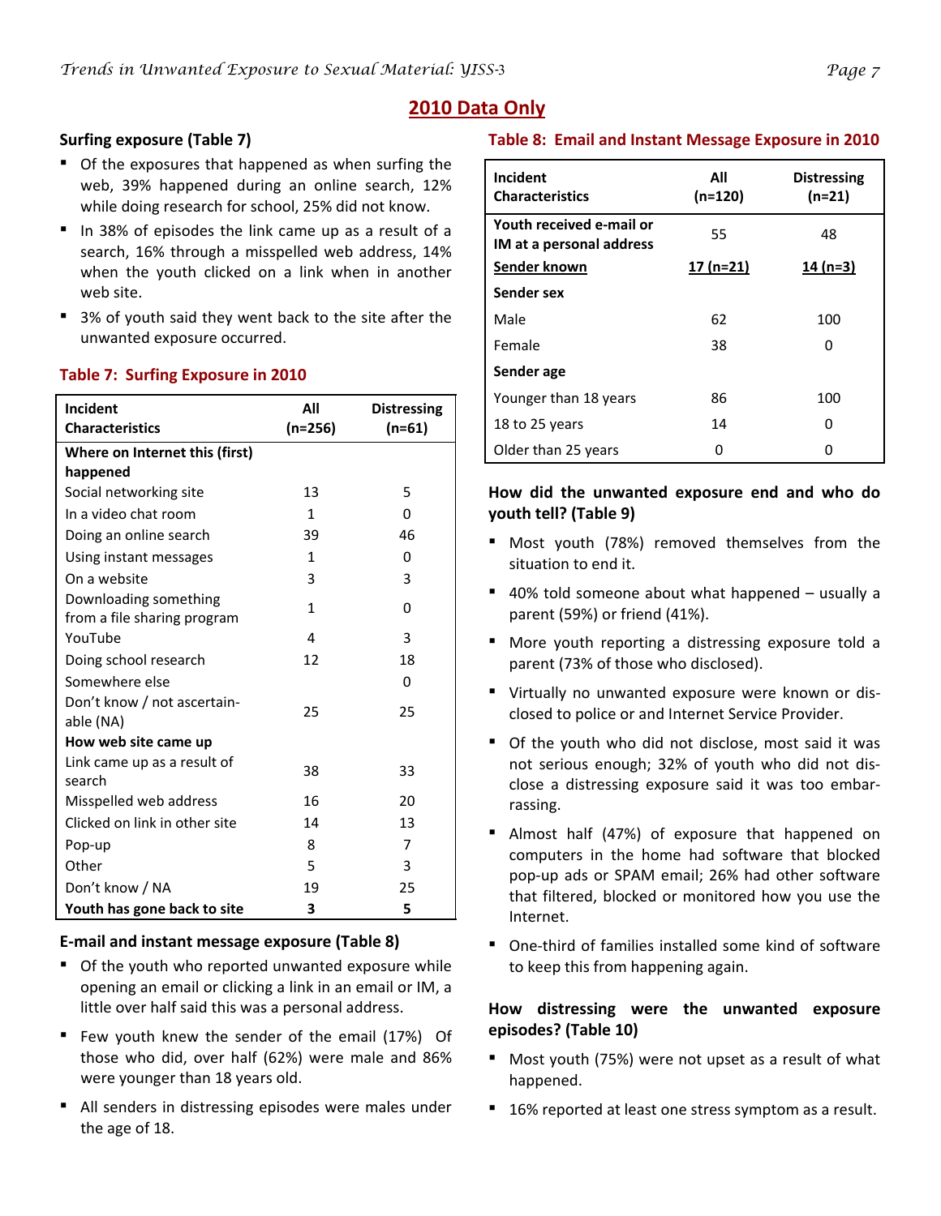## 2010 Data Only

### Surfing exposure (Table 7)

- Of the exposures that happened as when surfing the web, 39% happened during an online search, 12% while doing research for school, 25% did not know.
- In 38% of episodes the link came up as a result of a search, 16% through a misspelled web address, 14% when the youth clicked on a link when in another web site.
- 3% of youth said they went back to the site after the unwanted exposure occurred.

**Table 7: Surfing Exposure in 2010**

| Incident Characteristics | All (n=256) | Distressing (n=61) |
|---|---|---|
| **Where on Internet this (first) happened** | | |
| Social networking site | 13 | 5 |
| In a video chat room | 1 | 0 |
| Doing an online search | 39 | 46 |
| Using instant messages | 1 | 0 |
| On a website | 3 | 3 |
| Downloading something from a file sharing program | 1 | 0 |
| YouTube | 4 | 3 |
| Doing school research | 12 | 18 |
| Somewhere else | | 0 |
| Don't know / not ascertain-able (NA) | 25 | 25 |
| **How web site came up** | | |
| Link came up as a result of search | 38 | 33 |
| Misspelled web address | 16 | 20 |
| Clicked on link in other site | 14 | 13 |
| Pop-up | 8 | 7 |
| Other | 5 | 3 |
| Don't know / NA | 19 | 25 |
| **Youth has gone back to site** | **3** | **5** |

### E-mail and instant message exposure (Table 8)

- Of the youth who reported unwanted exposure while opening an email or clicking a link in an email or IM, a little over half said this was a personal address.
- Few youth knew the sender of the email (17%) Of those who did, over half (62%) were male and 86% were younger than 18 years old.
- All senders in distressing episodes were males under the age of 18.

**Table 8: Email and Instant Message Exposure in 2010**

| Incident Characteristics | All (n=120) | Distressing (n=21) |
|---|---|---|
| **Youth received e-mail or IM at a personal address** | 55 | 48 |
| **Sender known** | 17 (n=21) | 14 (n=3) |
| **Sender sex** | | |
| Male | 62 | 100 |
| Female | 38 | 0 |
| **Sender age** | | |
| Younger than 18 years | 86 | 100 |
| 18 to 25 years | 14 | 0 |
| Older than 25 years | 0 | 0 |

### How did the unwanted exposure end and who do youth tell? (Table 9)

- Most youth (78%) removed themselves from the situation to end it.
- 40% told someone about what happened – usually a parent (59%) or friend (41%).
- More youth reporting a distressing exposure told a parent (73% of those who disclosed).
- Virtually no unwanted exposure were known or disclosed to police or and Internet Service Provider.
- Of the youth who did not disclose, most said it was not serious enough; 32% of youth who did not disclose a distressing exposure said it was too embarrassing.
- Almost half (47%) of exposure that happened on computers in the home had software that blocked pop-up ads or SPAM email; 26% had other software that filtered, blocked or monitored how you use the Internet.
- One-third of families installed some kind of software to keep this from happening again.

### How distressing were the unwanted exposure episodes? (Table 10)

- Most youth (75%) were not upset as a result of what happened.
- 16% reported at least one stress symptom as a result.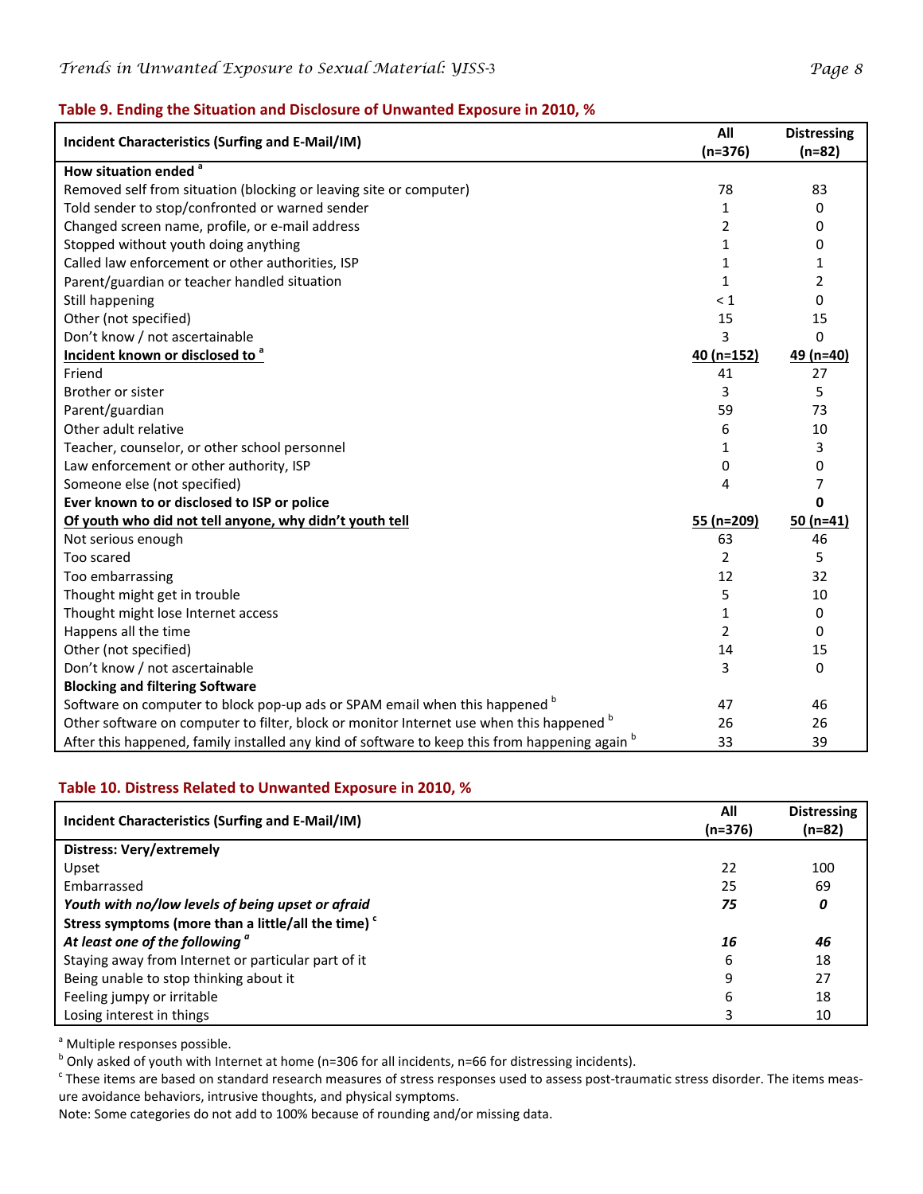### Table 9. Ending the Situation and Disclosure of Unwanted Exposure in 2010, %

| Incident Characteristics (Surfing and E-Mail/IM) | All (n=376) | Distressing (n=82) |
|---|---|---|
| **How situation ended** [a] | | |
| Removed self from situation (blocking or leaving site or computer) | 78 | 83 |
| Told sender to stop/confronted or warned sender | 1 | 0 |
| Changed screen name, profile, or e-mail address | 2 | 0 |
| Stopped without youth doing anything | 1 | 0 |
| Called law enforcement or other authorities, ISP | 1 | 1 |
| Parent/guardian or teacher handled situation | 1 | 2 |
| Still happening | < 1 | 0 |
| Other (not specified) | 15 | 15 |
| Don't know / not ascertainable | 3 | 0 |
| **Incident known or disclosed to** [a] | **40 (n=152)** | **49 (n=40)** |
| Friend | 41 | 27 |
| Brother or sister | 3 | 5 |
| Parent/guardian | 59 | 73 |
| Other adult relative | 6 | 10 |
| Teacher, counselor, or other school personnel | 1 | 3 |
| Law enforcement or other authority, ISP | 0 | 0 |
| Someone else (not specified) | 4 | 7 |
| **Ever known to or disclosed to ISP or police** | | **0** |
| **Of youth who did not tell anyone, why didn't youth tell** | **55 (n=209)** | **50 (n=41)** |
| Not serious enough | 63 | 46 |
| Too scared | 2 | 5 |
| Too embarrassing | 12 | 32 |
| Thought might get in trouble | 5 | 10 |
| Thought might lose Internet access | 1 | 0 |
| Happens all the time | 2 | 0 |
| Other (not specified) | 14 | 15 |
| Don't know / not ascertainable | 3 | 0 |
| **Blocking and filtering Software** | | |
| Software on computer to block pop-up ads or SPAM email when this happened [b] | 47 | 46 |
| Other software on computer to filter, block or monitor Internet use when this happened [b] | 26 | 26 |
| After this happened, family installed any kind of software to keep this from happening again [b] | 33 | 39 |

### Table 10. Distress Related to Unwanted Exposure in 2010, %

| Incident Characteristics (Surfing and E-Mail/IM) | All (n=376) | Distressing (n=82) |
|---|---|---|
| **Distress: Very/extremely** | | |
| Upset | 22 | 100 |
| Embarrassed | 25 | 69 |
| ***Youth with no/low levels of being upset or afraid*** | ***75*** | ***0*** |
| **Stress symptoms (more than a little/all the time)** [c] | | |
| ***At least one of the following*** [a] | ***16*** | ***46*** |
| Staying away from Internet or particular part of it | 6 | 18 |
| Being unable to stop thinking about it | 9 | 27 |
| Feeling jumpy or irritable | 6 | 18 |
| Losing interest in things | 3 | 10 |

[a] Multiple responses possible.

[b] Only asked of youth with Internet at home (n=306 for all incidents, n=66 for distressing incidents).

[c] These items are based on standard research measures of stress responses used to assess post-traumatic stress disorder. The items measure avoidance behaviors, intrusive thoughts, and physical symptoms.

Note: Some categories do not add to 100% because of rounding and/or missing data.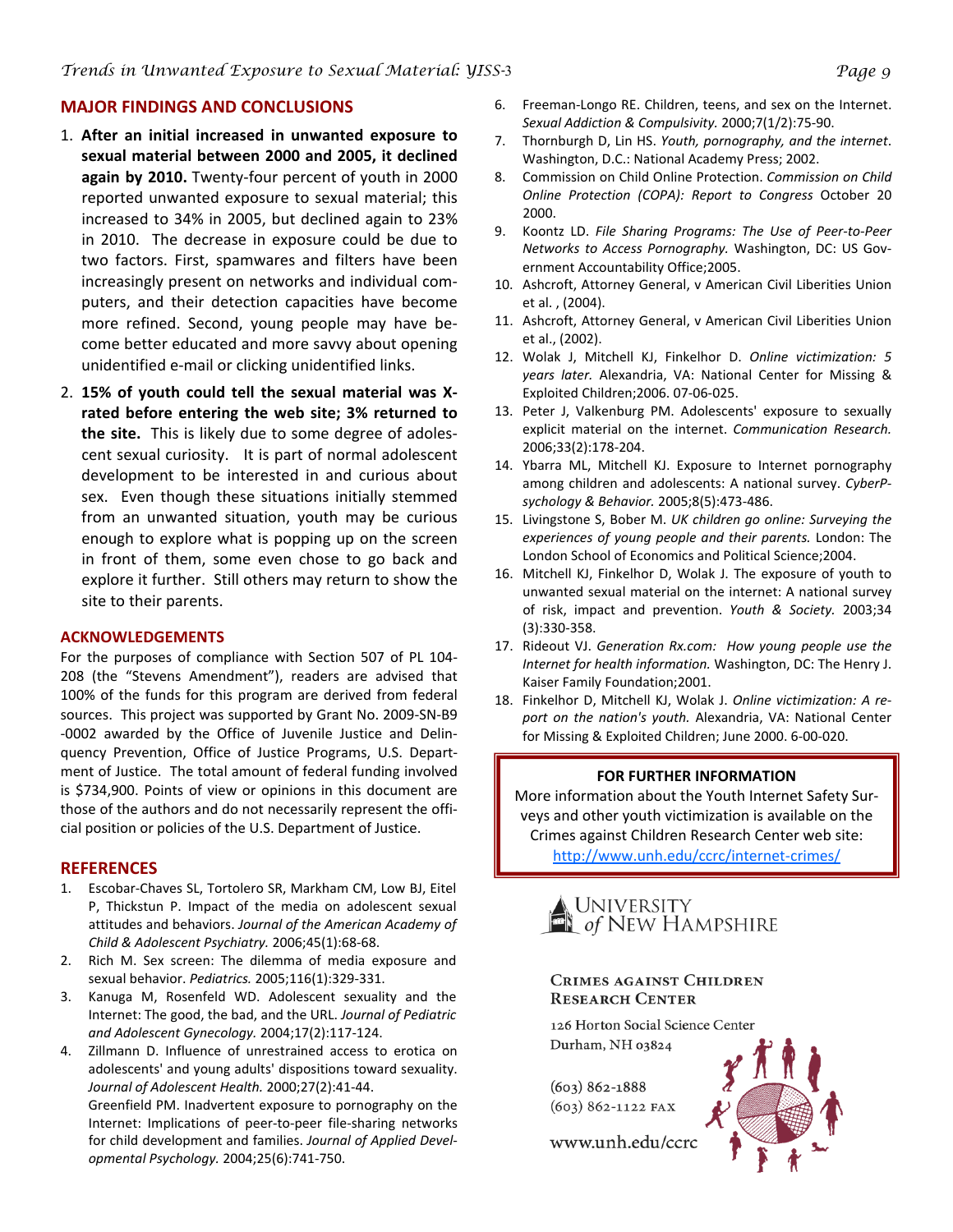## MAJOR FINDINGS AND CONCLUSIONS

1. **After an initial increased in unwanted exposure to sexual material between 2000 and 2005, it declined again by 2010.** Twenty-four percent of youth in 2000 reported unwanted exposure to sexual material; this increased to 34% in 2005, but declined again to 23% in 2010. The decrease in exposure could be due to two factors. First, spamwares and filters have been increasingly present on networks and individual computers, and their detection capacities have become more refined. Second, young people may have become better educated and more savvy about opening unidentified e-mail or clicking unidentified links.

2. **15% of youth could tell the sexual material was X-rated before entering the web site; 3% returned to the site.** This is likely due to some degree of adolescent sexual curiosity. It is part of normal adolescent development to be interested in and curious about sex. Even though these situations initially stemmed from an unwanted situation, youth may be curious enough to explore what is popping up on the screen in front of them, some even chose to go back and explore it further. Still others may return to show the site to their parents.

## ACKNOWLEDGEMENTS

For the purposes of compliance with Section 507 of PL 104-208 (the "Stevens Amendment"), readers are advised that 100% of the funds for this program are derived from federal sources. This project was supported by Grant No. 2009-SN-B9-0002 awarded by the Office of Juvenile Justice and Delinquency Prevention, Office of Justice Programs, U.S. Department of Justice. The total amount of federal funding involved is $734,900. Points of view or opinions in this document are those of the authors and do not necessarily represent the official position or policies of the U.S. Department of Justice.

## REFERENCES

1. Escobar-Chaves SL, Tortolero SR, Markham CM, Low BJ, Eitel P, Thickstun P. Impact of the media on adolescent sexual attitudes and behaviors. *Journal of the American Academy of Child & Adolescent Psychiatry.* 2006;45(1):68-68.
2. Rich M. Sex screen: The dilemma of media exposure and sexual behavior. *Pediatrics.* 2005;116(1):329-331.
3. Kanuga M, Rosenfeld WD. Adolescent sexuality and the Internet: The good, the bad, and the URL. *Journal of Pediatric and Adolescent Gynecology.* 2004;17(2):117-124.
4. Zillmann D. Influence of unrestrained access to erotica on adolescents' and young adults' dispositions toward sexuality. *Journal of Adolescent Health.* 2000;27(2):41-44.
5. Greenfield PM. Inadvertent exposure to pornography on the Internet: Implications of peer-to-peer file-sharing networks for child development and families. *Journal of Applied Developmental Psychology.* 2004;25(6):741-750.
6. Freeman-Longo RE. Children, teens, and sex on the Internet. *Sexual Addiction & Compulsivity.* 2000;7(1/2):75-90.
7. Thornburgh D, Lin HS. *Youth, pornography, and the internet.* Washington, D.C.: National Academy Press; 2002.
8. Commission on Child Online Protection. *Commission on Child Online Protection (COPA): Report to Congress* October 20 2000.
9. Koontz LD. *File Sharing Programs: The Use of Peer-to-Peer Networks to Access Pornography.* Washington, DC: US Government Accountability Office;2005.
10. Ashcroft, Attorney General, v American Civil Liberties Union et al. , (2004).
11. Ashcroft, Attorney General, v American Civil Liberties Union et al., (2002).
12. Wolak J, Mitchell KJ, Finkelhor D. *Online victimization: 5 years later.* Alexandria, VA: National Center for Missing & Exploited Children;2006. 07-06-025.
13. Peter J, Valkenburg PM. Adolescents' exposure to sexually explicit material on the internet. *Communication Research.* 2006;33(2):178-204.
14. Ybarra ML, Mitchell KJ. Exposure to Internet pornography among children and adolescents: A national survey. *CyberPsychology & Behavior.* 2005;8(5):473-486.
15. Livingstone S, Bober M. *UK children go online: Surveying the experiences of young people and their parents.* London: The London School of Economics and Political Science;2004.
16. Mitchell KJ, Finkelhor D, Wolak J. The exposure of youth to unwanted sexual material on the internet: A national survey of risk, impact and prevention. *Youth & Society.* 2003;34(3):330-358.
17. Rideout VJ. *Generation Rx.com: How young people use the Internet for health information.* Washington, DC: The Henry J. Kaiser Family Foundation;2001.
18. Finkelhor D, Mitchell KJ, Wolak J. *Online victimization: A report on the nation's youth.* Alexandria, VA: National Center for Missing & Exploited Children; June 2000. 6-00-020.

**FOR FURTHER INFORMATION**

More information about the Youth Internet Safety Surveys and other youth victimization is available on the Crimes against Children Research Center web site: http://www.unh.edu/ccrc/internet-crimes/

University of New Hampshire

Crimes against Children Research Center

126 Horton Social Science Center
Durham, NH 03824

(603) 862-1888
(603) 862-1122 FAX

www.unh.edu/ccrc